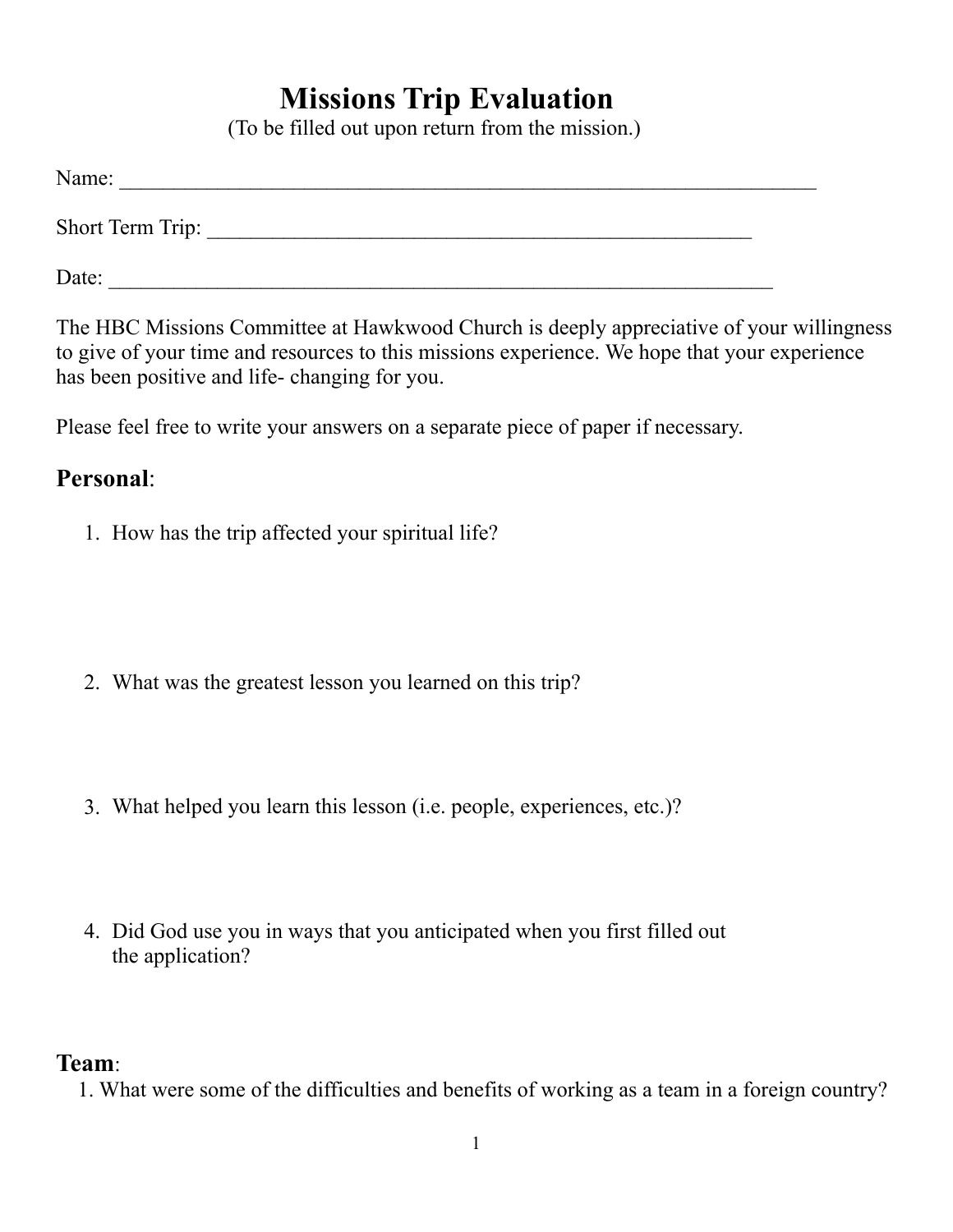# Missions Trip Evaluation

(To be filled out upon return from the mission.)

Name: ___________________________________________________________________

Short Term Trip: ____________________________________________________

Date: _________________________________________________________________

The HBC Missions Committee at Hawkwood Church is deeply appreciative of your willingness to give of your time and resources to this missions experience. We hope that your experience has been positive and life- changing for you.

Please feel free to write your answers on a separate piece of paper if necessary.

## **Personal**:

1. How has the trip affected your spiritual life?

2. What was the greatest lesson you learned on this trip?

3. What helped you learn this lesson (i.e. people, experiences, etc.)?

4. Did God use you in ways that you anticipated when you first filled out the application?

## **Team**:

1. What were some of the difficulties and benefits of working as a team in a foreign country?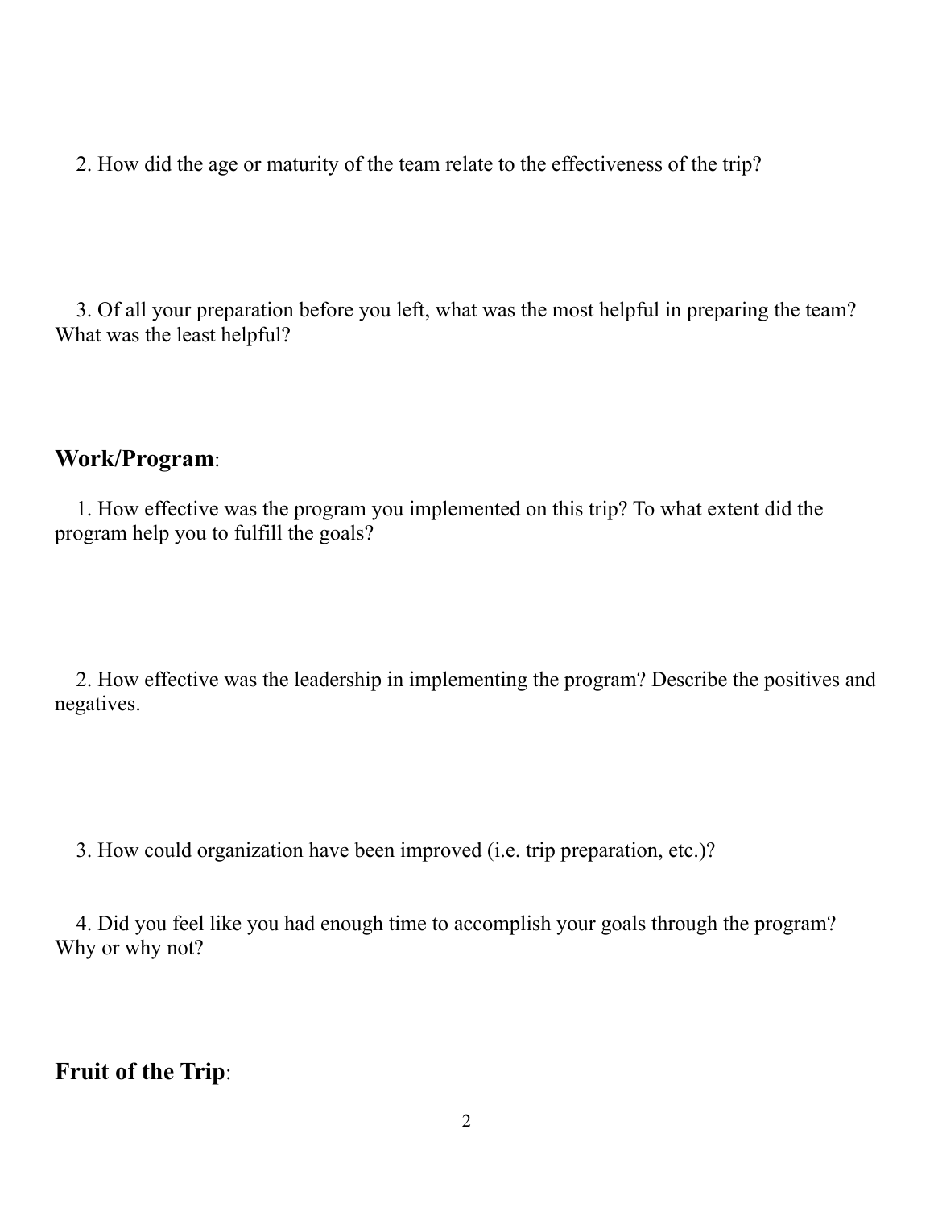2. How did the age or maturity of the team relate to the effectiveness of the trip?

3. Of all your preparation before you left, what was the most helpful in preparing the team? What was the least helpful?

## **Work/Program**:

1. How effective was the program you implemented on this trip? To what extent did the program help you to fulfill the goals?

2. How effective was the leadership in implementing the program? Describe the positives and negatives.

3. How could organization have been improved (i.e. trip preparation, etc.)?

4. Did you feel like you had enough time to accomplish your goals through the program? Why or why not?

## **Fruit of the Trip**: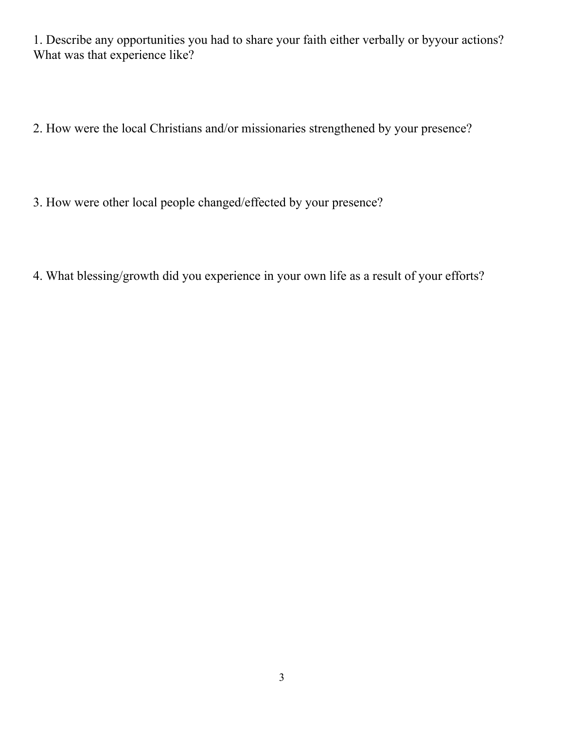1. Describe any opportunities you had to share your faith either verbally or byyour actions? What was that experience like?

2. How were the local Christians and/or missionaries strengthened by your presence?

3. How were other local people changed/effected by your presence?

4. What blessing/growth did you experience in your own life as a result of your efforts?